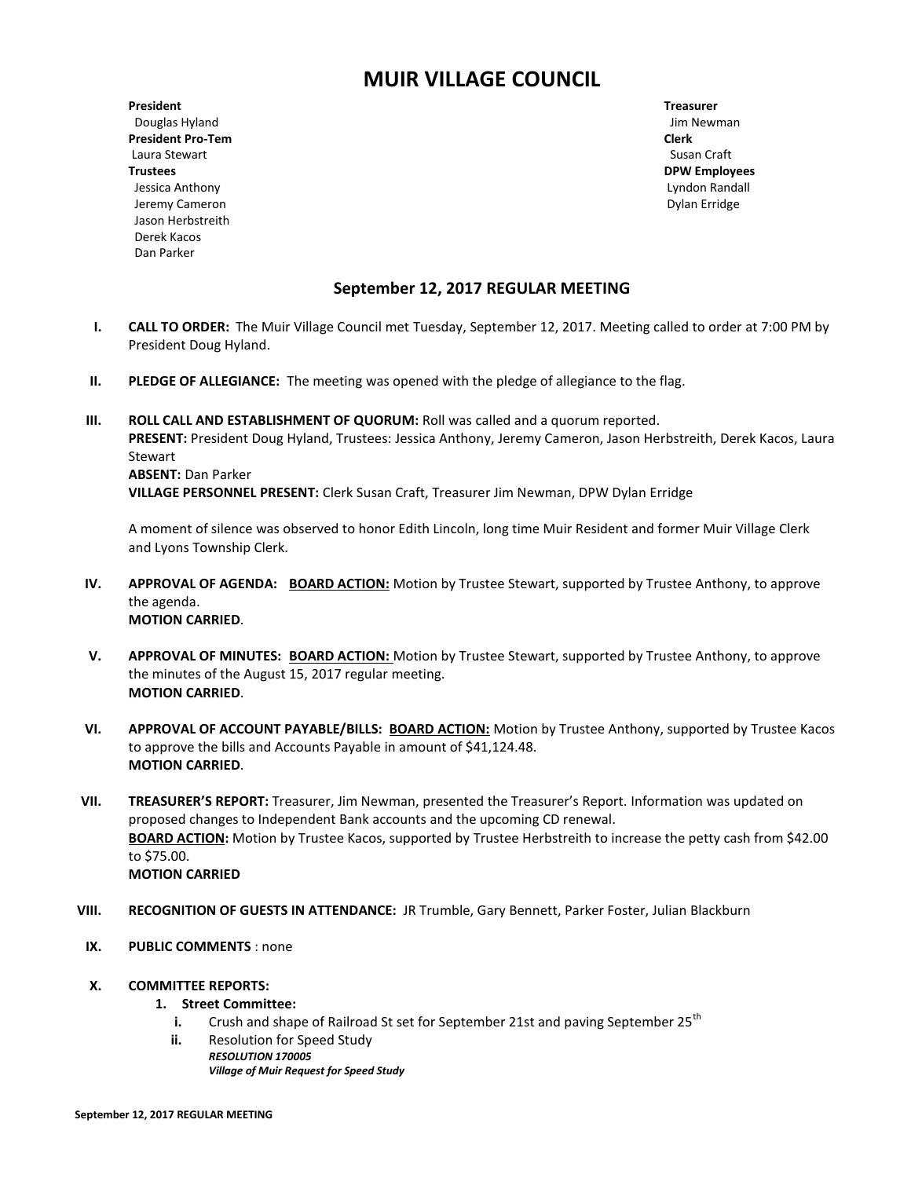# MUIR VILLAGE COUNCIL

**President**
Douglas Hyland
**President Pro-Tem**
Laura Stewart
**Trustees**
Jessica Anthony
Jeremy Cameron
Jason Herbstreith
Derek Kacos
Dan Parker

**Treasurer**
Jim Newman
**Clerk**
Susan Craft
**DPW Employees**
Lyndon Randall
Dylan Erridge

## September 12, 2017 REGULAR MEETING

**I. CALL TO ORDER:** The Muir Village Council met Tuesday, September 12, 2017. Meeting called to order at 7:00 PM by President Doug Hyland.

**II. PLEDGE OF ALLEGIANCE:** The meeting was opened with the pledge of allegiance to the flag.

**III. ROLL CALL AND ESTABLISHMENT OF QUORUM:** Roll was called and a quorum reported.
**PRESENT:** President Doug Hyland, Trustees: Jessica Anthony, Jeremy Cameron, Jason Herbstreith, Derek Kacos, Laura Stewart
**ABSENT:** Dan Parker
**VILLAGE PERSONNEL PRESENT:** Clerk Susan Craft, Treasurer Jim Newman, DPW Dylan Erridge

A moment of silence was observed to honor Edith Lincoln, long time Muir Resident and former Muir Village Clerk and Lyons Township Clerk.

**IV. APPROVAL OF AGENDA:** **BOARD ACTION:** Motion by Trustee Stewart, supported by Trustee Anthony, to approve the agenda.
**MOTION CARRIED**.

**V. APPROVAL OF MINUTES:** **BOARD ACTION:** Motion by Trustee Stewart, supported by Trustee Anthony, to approve the minutes of the August 15, 2017 regular meeting.
**MOTION CARRIED**.

**VI. APPROVAL OF ACCOUNT PAYABLE/BILLS:** **BOARD ACTION:** Motion by Trustee Anthony, supported by Trustee Kacos to approve the bills and Accounts Payable in amount of $41,124.48.
**MOTION CARRIED**.

**VII. TREASURER'S REPORT:** Treasurer, Jim Newman, presented the Treasurer's Report. Information was updated on proposed changes to Independent Bank accounts and the upcoming CD renewal.
**BOARD ACTION:** Motion by Trustee Kacos, supported by Trustee Herbstreith to increase the petty cash from $42.00 to $75.00.
**MOTION CARRIED**

**VIII. RECOGNITION OF GUESTS IN ATTENDANCE:** JR Trumble, Gary Bennett, Parker Foster, Julian Blackburn

**IX. PUBLIC COMMENTS** : none

**X. COMMITTEE REPORTS:**

1. **Street Committee:**
   - i. Crush and shape of Railroad St set for September 21st and paving September 25th
   - ii. Resolution for Speed Study
     ***RESOLUTION 170005***
     ***Village of Muir Request for Speed Study***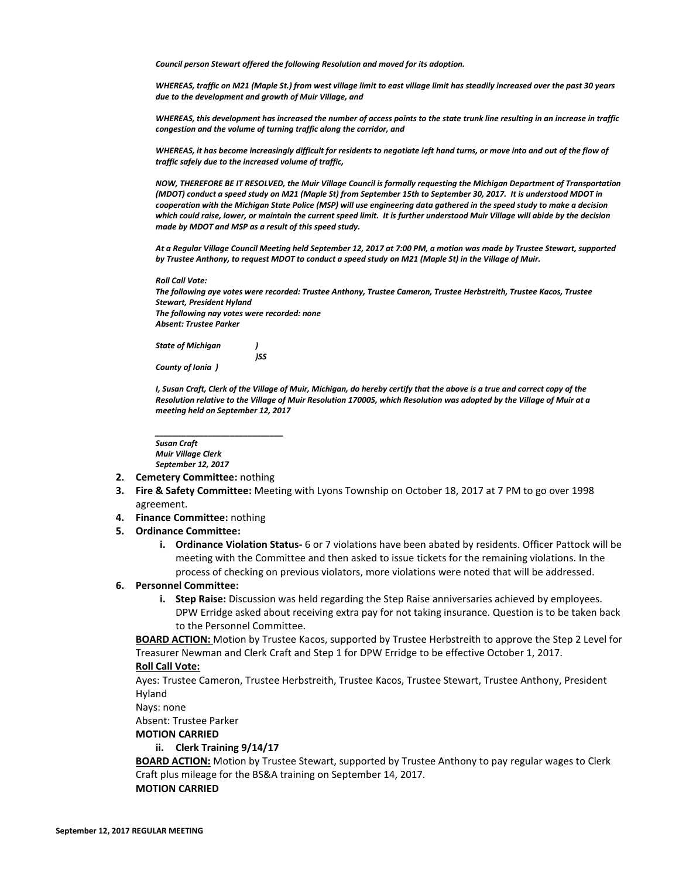*Council person Stewart offered the following Resolution and moved for its adoption.*

*WHEREAS, traffic on M21 (Maple St.) from west village limit to east village limit has steadily increased over the past 30 years due to the development and growth of Muir Village, and*

*WHEREAS, this development has increased the number of access points to the state trunk line resulting in an increase in traffic congestion and the volume of turning traffic along the corridor, and*

*WHEREAS, it has become increasingly difficult for residents to negotiate left hand turns, or move into and out of the flow of traffic safely due to the increased volume of traffic,*

*NOW, THEREFORE BE IT RESOLVED, the Muir Village Council is formally requesting the Michigan Department of Transportation (MDOT) conduct a speed study on M21 (Maple St) from September 15th to September 30, 2017. It is understood MDOT in cooperation with the Michigan State Police (MSP) will use engineering data gathered in the speed study to make a decision which could raise, lower, or maintain the current speed limit. It is further understood Muir Village will abide by the decision made by MDOT and MSP as a result of this speed study.*

*At a Regular Village Council Meeting held September 12, 2017 at 7:00 PM, a motion was made by Trustee Stewart, supported by Trustee Anthony, to request MDOT to conduct a speed study on M21 (Maple St) in the Village of Muir.*

*Roll Call Vote:*
*The following aye votes were recorded: Trustee Anthony, Trustee Cameron, Trustee Herbstreith, Trustee Kacos, Trustee Stewart, President Hyland*
*The following nay votes were recorded: none*
*Absent: Trustee Parker*

*State of Michigan )*
*)SS*
*County of Ionia )*

*I, Susan Craft, Clerk of the Village of Muir, Michigan, do hereby certify that the above is a true and correct copy of the Resolution relative to the Village of Muir Resolution 170005, which Resolution was adopted by the Village of Muir at a meeting held on September 12, 2017*

*___________________________*
*Susan Craft*
*Muir Village Clerk*
*September 12, 2017*

2. **Cemetery Committee:** nothing
3. **Fire & Safety Committee:** Meeting with Lyons Township on October 18, 2017 at 7 PM to go over 1998 agreement.
4. **Finance Committee:** nothing
5. **Ordinance Committee:**
   - i. **Ordinance Violation Status-** 6 or 7 violations have been abated by residents. Officer Pattock will be meeting with the Committee and then asked to issue tickets for the remaining violations. In the process of checking on previous violators, more violations were noted that will be addressed.
6. **Personnel Committee:**
   - i. **Step Raise:** Discussion was held regarding the Step Raise anniversaries achieved by employees. DPW Erridge asked about receiving extra pay for not taking insurance. Question is to be taken back to the Personnel Committee.

**BOARD ACTION:** Motion by Trustee Kacos, supported by Trustee Herbstreith to approve the Step 2 Level for Treasurer Newman and Clerk Craft and Step 1 for DPW Erridge to be effective October 1, 2017.

**Roll Call Vote:**

Ayes: Trustee Cameron, Trustee Herbstreith, Trustee Kacos, Trustee Stewart, Trustee Anthony, President Hyland

Nays: none

Absent: Trustee Parker

**MOTION CARRIED**

   - ii. **Clerk Training 9/14/17**

**BOARD ACTION:** Motion by Trustee Stewart, supported by Trustee Anthony to pay regular wages to Clerk Craft plus mileage for the BS&A training on September 14, 2017.

**MOTION CARRIED**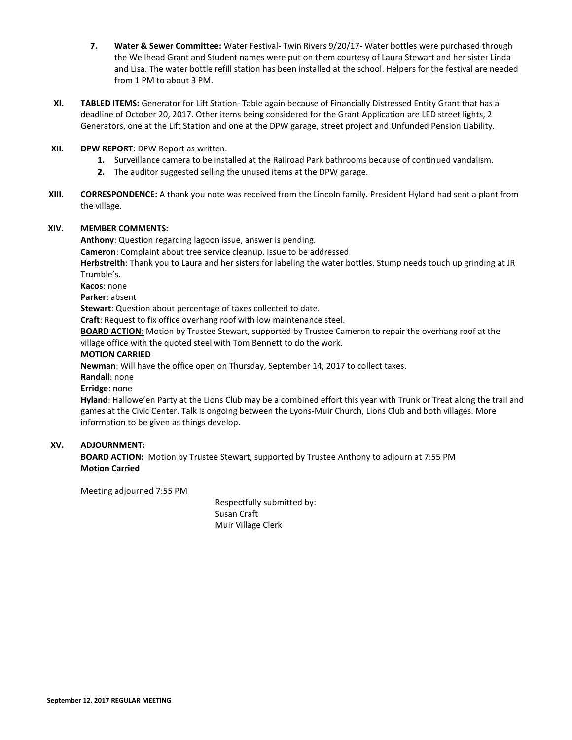7. **Water & Sewer Committee:** Water Festival- Twin Rivers 9/20/17- Water bottles were purchased through the Wellhead Grant and Student names were put on them courtesy of Laura Stewart and her sister Linda and Lisa. The water bottle refill station has been installed at the school. Helpers for the festival are needed from 1 PM to about 3 PM.

**XI. TABLED ITEMS:** Generator for Lift Station- Table again because of Financially Distressed Entity Grant that has a deadline of October 20, 2017. Other items being considered for the Grant Application are LED street lights, 2 Generators, one at the Lift Station and one at the DPW garage, street project and Unfunded Pension Liability.

**XII. DPW REPORT:** DPW Report as written.

1. Surveillance camera to be installed at the Railroad Park bathrooms because of continued vandalism.
2. The auditor suggested selling the unused items at the DPW garage.

**XIII. CORRESPONDENCE:** A thank you note was received from the Lincoln family. President Hyland had sent a plant from the village.

**XIV. MEMBER COMMENTS:**

**Anthony**: Question regarding lagoon issue, answer is pending.
**Cameron**: Complaint about tree service cleanup. Issue to be addressed
**Herbstreith**: Thank you to Laura and her sisters for labeling the water bottles. Stump needs touch up grinding at JR Trumble's.
**Kacos**: none
**Parker**: absent
**Stewart**: Question about percentage of taxes collected to date.
**Craft**: Request to fix office overhang roof with low maintenance steel.
**BOARD ACTION**: Motion by Trustee Stewart, supported by Trustee Cameron to repair the overhang roof at the village office with the quoted steel with Tom Bennett to do the work.
**MOTION CARRIED**
**Newman**: Will have the office open on Thursday, September 14, 2017 to collect taxes.
**Randall**: none
**Erridge**: none
**Hyland**: Hallowe'en Party at the Lions Club may be a combined effort this year with Trunk or Treat along the trail and games at the Civic Center. Talk is ongoing between the Lyons-Muir Church, Lions Club and both villages. More information to be given as things develop.

**XV. ADJOURNMENT:**

**BOARD ACTION:** Motion by Trustee Stewart, supported by Trustee Anthony to adjourn at 7:55 PM
**Motion Carried**

Meeting adjourned 7:55 PM

Respectfully submitted by:
Susan Craft
Muir Village Clerk